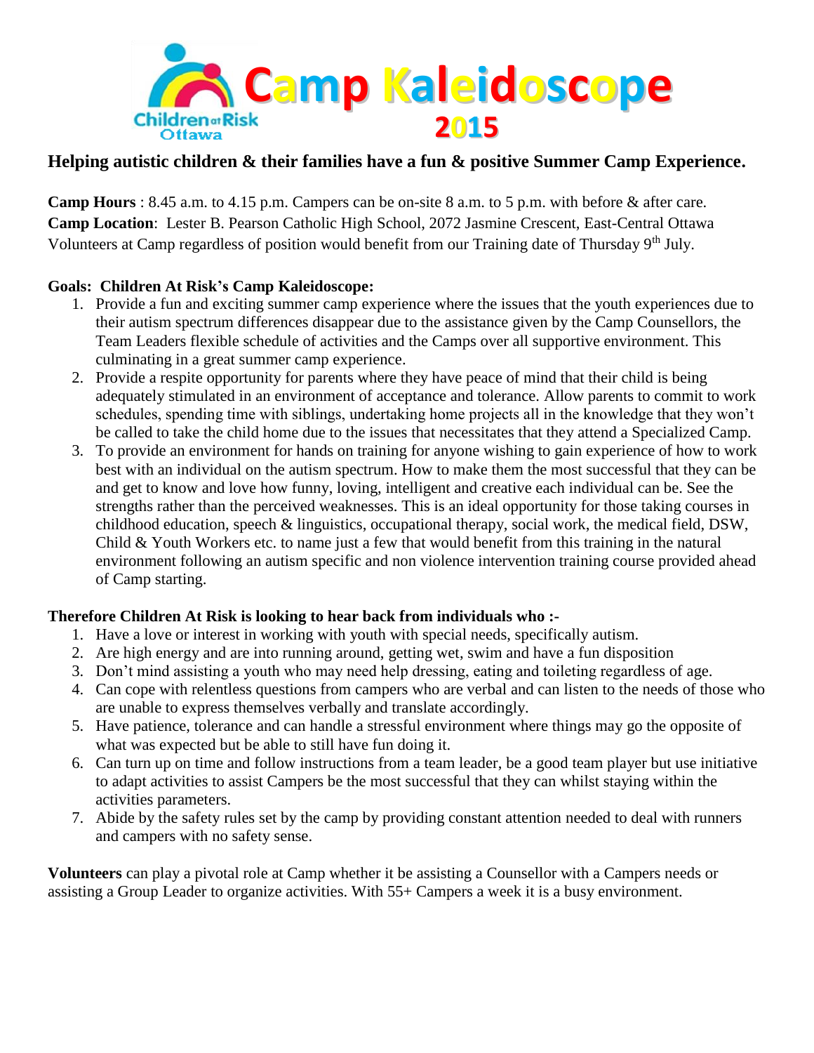# Camp Kaleidoscope 2015

Children at Risk Ottawa

## Helping autistic children & their families have a fun & positive Summer Camp Experience.

**Camp Hours** : 8.45 a.m. to 4.15 p.m. Campers can be on-site 8 a.m. to 5 p.m. with before & after care.
**Camp Location**: Lester B. Pearson Catholic High School, 2072 Jasmine Crescent, East-Central Ottawa
Volunteers at Camp regardless of position would benefit from our Training date of Thursday 9th July.

**Goals: Children At Risk's Camp Kaleidoscope:**

1. Provide a fun and exciting summer camp experience where the issues that the youth experiences due to their autism spectrum differences disappear due to the assistance given by the Camp Counsellors, the Team Leaders flexible schedule of activities and the Camps over all supportive environment. This culminating in a great summer camp experience.
2. Provide a respite opportunity for parents where they have peace of mind that their child is being adequately stimulated in an environment of acceptance and tolerance. Allow parents to commit to work schedules, spending time with siblings, undertaking home projects all in the knowledge that they won't be called to take the child home due to the issues that necessitates that they attend a Specialized Camp.
3. To provide an environment for hands on training for anyone wishing to gain experience of how to work best with an individual on the autism spectrum. How to make them the most successful that they can be and get to know and love how funny, loving, intelligent and creative each individual can be. See the strengths rather than the perceived weaknesses. This is an ideal opportunity for those taking courses in childhood education, speech & linguistics, occupational therapy, social work, the medical field, DSW, Child & Youth Workers etc. to name just a few that would benefit from this training in the natural environment following an autism specific and non violence intervention training course provided ahead of Camp starting.

**Therefore Children At Risk is looking to hear back from individuals who :-**

1. Have a love or interest in working with youth with special needs, specifically autism.
2. Are high energy and are into running around, getting wet, swim and have a fun disposition
3. Don't mind assisting a youth who may need help dressing, eating and toileting regardless of age.
4. Can cope with relentless questions from campers who are verbal and can listen to the needs of those who are unable to express themselves verbally and translate accordingly.
5. Have patience, tolerance and can handle a stressful environment where things may go the opposite of what was expected but be able to still have fun doing it.
6. Can turn up on time and follow instructions from a team leader, be a good team player but use initiative to adapt activities to assist Campers be the most successful that they can whilst staying within the activities parameters.
7. Abide by the safety rules set by the camp by providing constant attention needed to deal with runners and campers with no safety sense.

**Volunteers** can play a pivotal role at Camp whether it be assisting a Counsellor with a Campers needs or assisting a Group Leader to organize activities. With 55+ Campers a week it is a busy environment.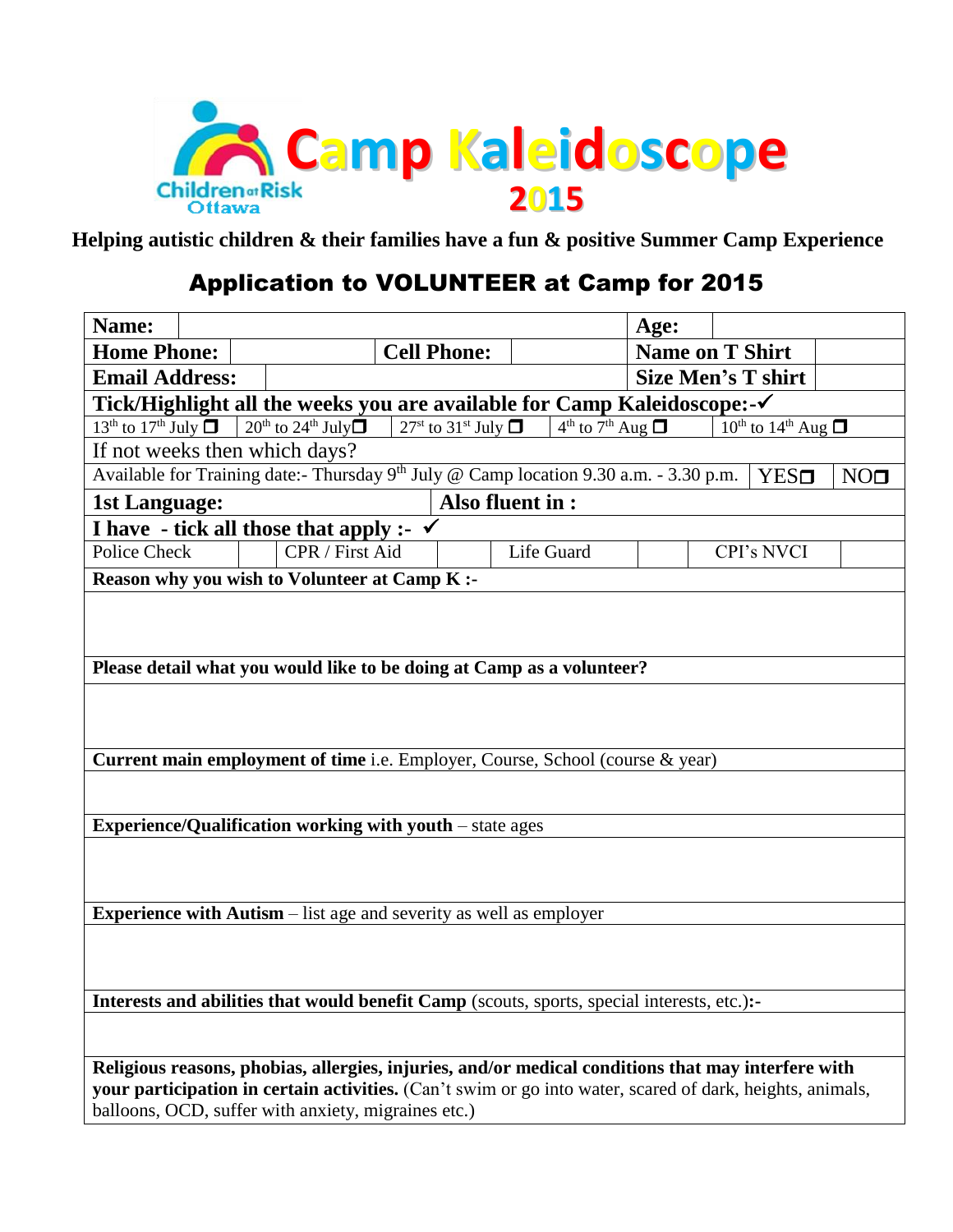# Camp Kaleidoscope 2015

Children at Risk Ottawa

**Helping autistic children & their families have a fun & positive Summer Camp Experience**

## Application to VOLUNTEER at Camp for 2015

| **Name:** | | **Age:** | |
|---|---|---|---|
| **Home Phone:** | **Cell Phone:** | **Name on T Shirt** | |
| **Email Address:** | | **Size Men's T shirt** | |

**Tick/Highlight all the weeks you are available for Camp Kaleidoscope:-✓**

| 13th to 17th July ❒ | 20th to 24th July❒ | 27st to 31st July ❒ | 4th to 7th Aug ❒ | 10th to 14th Aug ❒ |
|---|---|---|---|---|

If not weeks then which days?

| Available for Training date:- Thursday 9th July @ Camp location 9.30 a.m. - 3.30 p.m. | YES❒ | NO❒ |
|---|---|---|

| **1st Language:** | **Also fluent in :** |
|---|---|

**I have - tick all those that apply :- ✓**

| Police Check | | CPR / First Aid | | Life Guard | | CPI's NVCI | |
|---|---|---|---|---|---|---|---|

**Reason why you wish to Volunteer at Camp K :-**

**Please detail what you would like to be doing at Camp as a volunteer?**

**Current main employment of time** i.e. Employer, Course, School (course & year)

**Experience/Qualification working with youth** – state ages

**Experience with Autism** – list age and severity as well as employer

**Interests and abilities that would benefit Camp** (scouts, sports, special interests, etc.)**:-**

**Religious reasons, phobias, allergies, injuries, and/or medical conditions that may interfere with your participation in certain activities.** (Can't swim or go into water, scared of dark, heights, animals, balloons, OCD, suffer with anxiety, migraines etc.)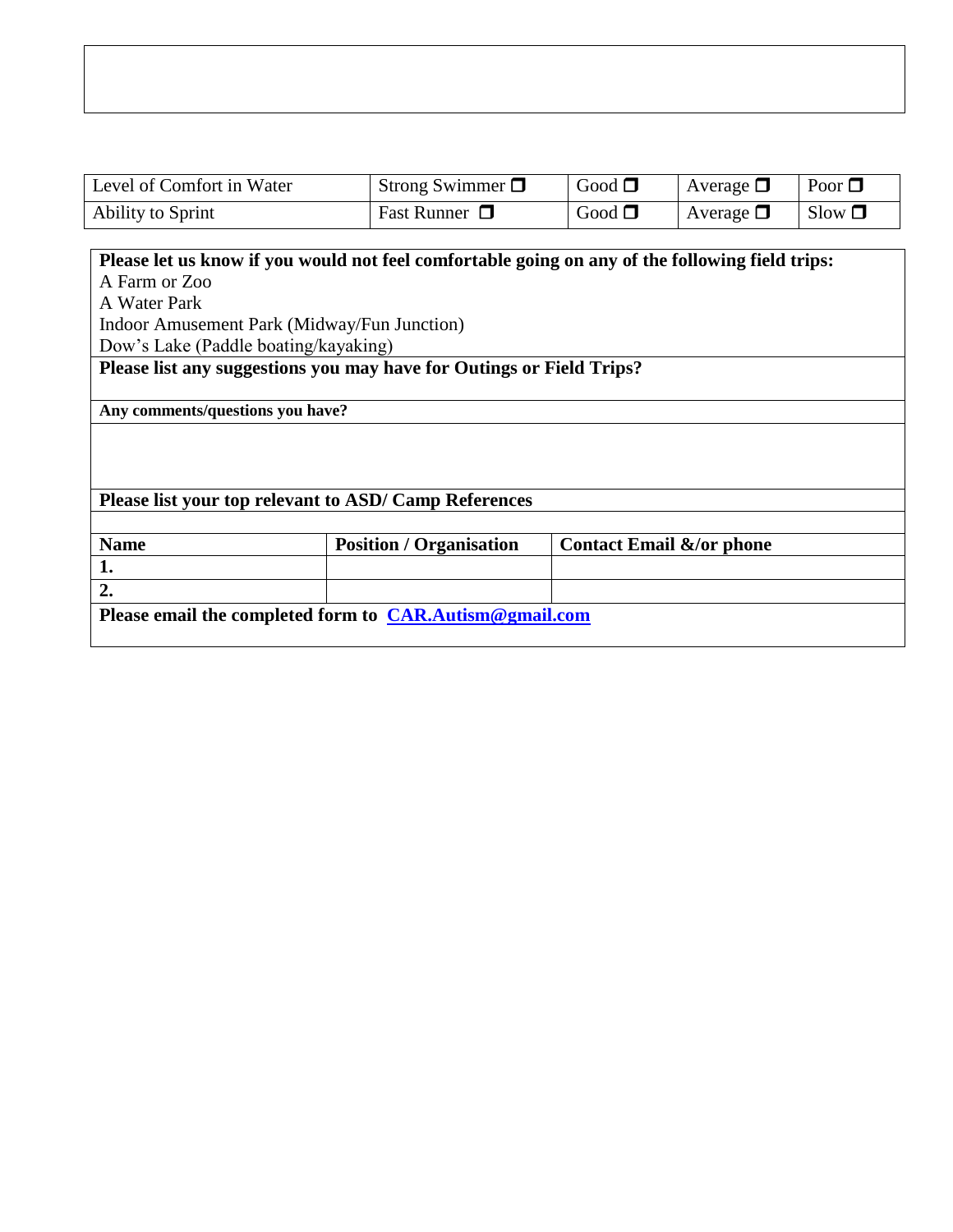| | | | | |
|---|---|---|---|---|
| Level of Comfort in Water | Strong Swimmer ☐ | Good ☐ | Average ☐ | Poor ☐ |
| Ability to Sprint | Fast Runner ☐ | Good ☐ | Average ☐ | Slow ☐ |

**Please let us know if you would not feel comfortable going on any of the following field trips:**

A Farm or Zoo
A Water Park
Indoor Amusement Park (Midway/Fun Junction)
Dow's Lake (Paddle boating/kayaking)

**Please list any suggestions you may have for Outings or Field Trips?**

**Any comments/questions you have?**

**Please list your top relevant to ASD/ Camp References**

| Name | Position / Organisation | Contact Email &/or phone |
|---|---|---|
| **1.** | | |
| **2.** | | |

**Please email the completed form to CAR.Autism@gmail.com**